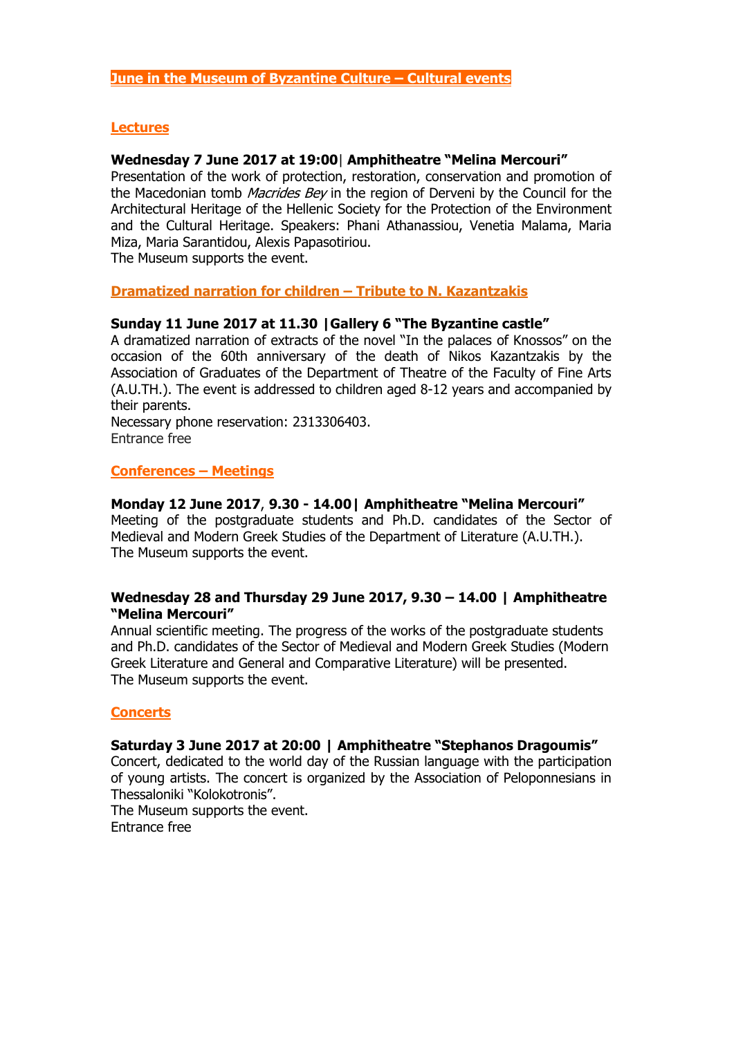# June in the Museum of Byzantine Culture – Cultural events

## Lectures

**Wednesday 7 June 2017 at 19:00| Amphitheatre "Melina Mercouri"**

Presentation of the work of protection, restoration, conservation and promotion of the Macedonian tomb *Macrides Bey* in the region of Derveni by the Council for the Architectural Heritage of the Hellenic Society for the Protection of the Environment and the Cultural Heritage. Speakers: Phani Athanassiou, Venetia Malama, Maria Miza, Maria Sarantidou, Alexis Papasotiriou.

The Museum supports the event.

## Dramatized narration for children – Tribute to N. Kazantzakis

**Sunday 11 June 2017 at 11.30 |Gallery 6 "The Byzantine castle"**

A dramatized narration of extracts of the novel "In the palaces of Knossos" on the occasion of the 60th anniversary of the death of Nikos Kazantzakis by the Association of Graduates of the Department of Theatre of the Faculty of Fine Arts (A.U.TH.). The event is addressed to children aged 8-12 years and accompanied by their parents.

Necessary phone reservation: 2313306403.

Entrance free

## Conferences – Meetings

**Monday 12 June 2017, 9.30 - 14.00| Amphitheatre "Melina Mercouri"**

Meeting of the postgraduate students and Ph.D. candidates of the Sector of Medieval and Modern Greek Studies of the Department of Literature (A.U.TH.).

The Museum supports the event.

**Wednesday 28 and Thursday 29 June 2017, 9.30 – 14.00 | Amphitheatre "Melina Mercouri"**

Annual scientific meeting. The progress of the works of the postgraduate students and Ph.D. candidates of the Sector of Medieval and Modern Greek Studies (Modern Greek Literature and General and Comparative Literature) will be presented.

The Museum supports the event.

## Concerts

**Saturday 3 June 2017 at 20:00 | Amphitheatre "Stephanos Dragoumis"**

Concert, dedicated to the world day of the Russian language with the participation of young artists. The concert is organized by the Association of Peloponnesians in Thessaloniki "Kolokotronis".

The Museum supports the event.

Entrance free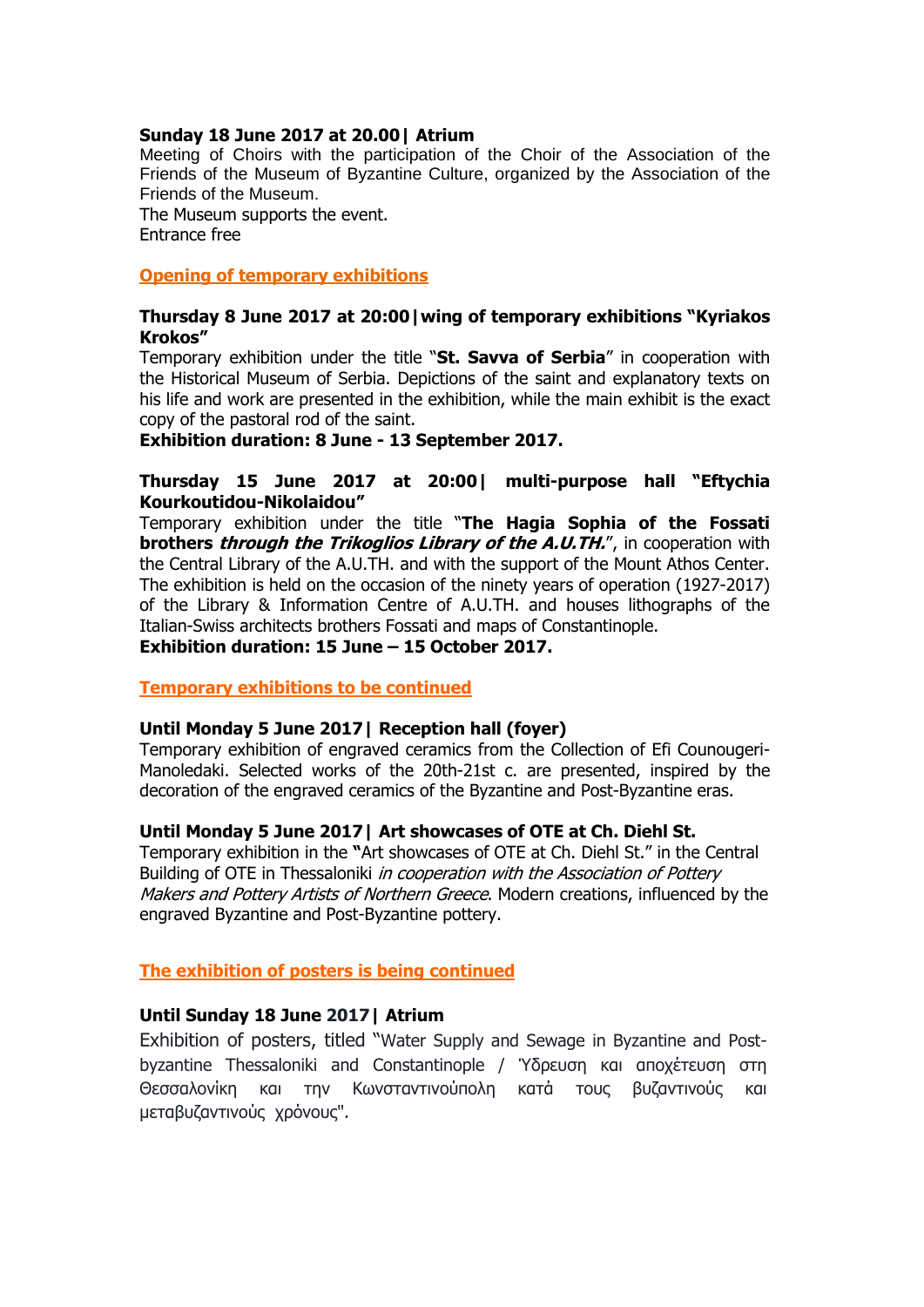**Sunday 18 June 2017 at 20.00| Atrium**

Meeting of Choirs with the participation of the Choir of the Association of the Friends of the Museum of Byzantine Culture, organized by the Association of the Friends of the Museum.

The Museum supports the event.

Entrance free

## Opening of temporary exhibitions

**Thursday 8 June 2017 at 20:00|wing of temporary exhibitions "Kyriakos Krokos"**

Temporary exhibition under the title "**St. Savva of Serbia**" in cooperation with the Historical Museum of Serbia. Depictions of the saint and explanatory texts on his life and work are presented in the exhibition, while the main exhibit is the exact copy of the pastoral rod of the saint.

**Exhibition duration: 8 June - 13 September 2017.**

**Thursday 15 June 2017 at 20:00| multi-purpose hall "Eftychia Kourkoutidou-Nikolaidou"**

Temporary exhibition under the title "**The Hagia Sophia of the Fossati brothers *through the Trikoglios Library of the A.U.TH.***", in cooperation with the Central Library of the A.U.TH. and with the support of the Mount Athos Center. The exhibition is held on the occasion of the ninety years of operation (1927-2017) of the Library & Information Centre of A.U.TH. and houses lithographs of the Italian-Swiss architects brothers Fossati and maps of Constantinople.

**Exhibition duration: 15 June – 15 October 2017.**

## Temporary exhibitions to be continued

**Until Monday 5 June 2017| Reception hall (foyer)**

Temporary exhibition of engraved ceramics from the Collection of Efi Counougeri-Manoledaki. Selected works of the 20th-21st c. are presented, inspired by the decoration of the engraved ceramics of the Byzantine and Post-Byzantine eras.

**Until Monday 5 June 2017| Art showcases of OTE at Ch. Diehl St.**

Temporary exhibition in the "Art showcases of OTE at Ch. Diehl St." in the Central Building of OTE in Thessaloniki *in cooperation with the Association of Pottery Makers and Pottery Artists of Northern Greece*. Modern creations, influenced by the engraved Byzantine and Post-Byzantine pottery.

## The exhibition of posters is being continued

**Until Sunday 18 June 2017| Atrium**

Exhibition of posters, titled "Water Supply and Sewage in Byzantine and Post-byzantine Thessaloniki and Constantinople / Ύδρευση και αποχέτευση στη Θεσσαλονίκη και την Κωνσταντινούπολη κατά τους βυζαντινούς και μεταβυζαντινούς χρόνους".